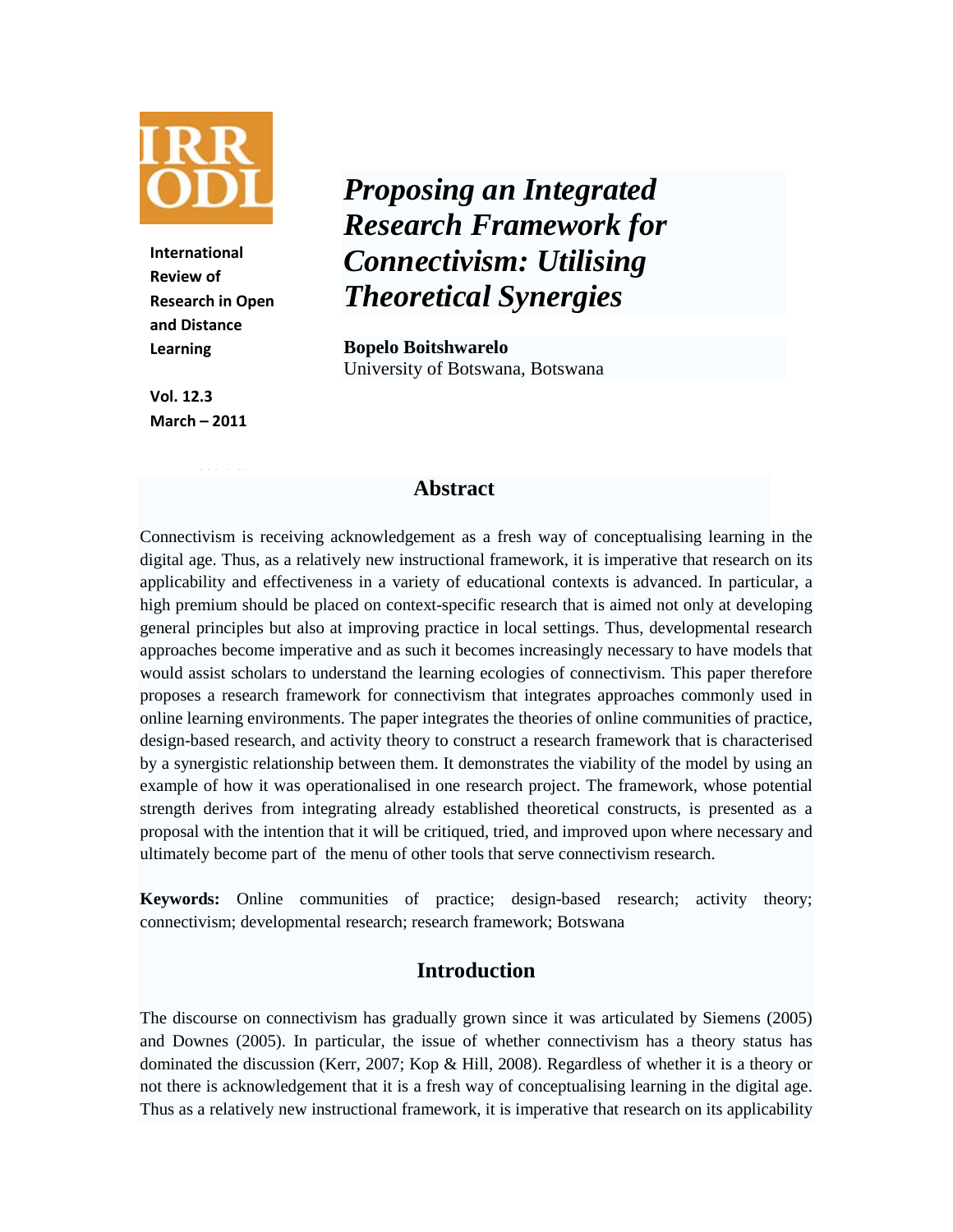# *Proposing an Integrated Research Framework for Connectivism: Utilising Theoretical Synergies*

**Bopelo Boitshwarelo**
University of Botswana, Botswana

## Abstract

Connectivism is receiving acknowledgement as a fresh way of conceptualising learning in the digital age. Thus, as a relatively new instructional framework, it is imperative that research on its applicability and effectiveness in a variety of educational contexts is advanced. In particular, a high premium should be placed on context-specific research that is aimed not only at developing general principles but also at improving practice in local settings. Thus, developmental research approaches become imperative and as such it becomes increasingly necessary to have models that would assist scholars to understand the learning ecologies of connectivism. This paper therefore proposes a research framework for connectivism that integrates approaches commonly used in online learning environments. The paper integrates the theories of online communities of practice, design-based research, and activity theory to construct a research framework that is characterised by a synergistic relationship between them. It demonstrates the viability of the model by using an example of how it was operationalised in one research project. The framework, whose potential strength derives from integrating already established theoretical constructs, is presented as a proposal with the intention that it will be critiqued, tried, and improved upon where necessary and ultimately become part of the menu of other tools that serve connectivism research.

**Keywords:** Online communities of practice; design-based research; activity theory; connectivism; developmental research; research framework; Botswana

## Introduction

The discourse on connectivism has gradually grown since it was articulated by Siemens (2005) and Downes (2005). In particular, the issue of whether connectivism has a theory status has dominated the discussion (Kerr, 2007; Kop & Hill, 2008). Regardless of whether it is a theory or not there is acknowledgement that it is a fresh way of conceptualising learning in the digital age. Thus as a relatively new instructional framework, it is imperative that research on its applicability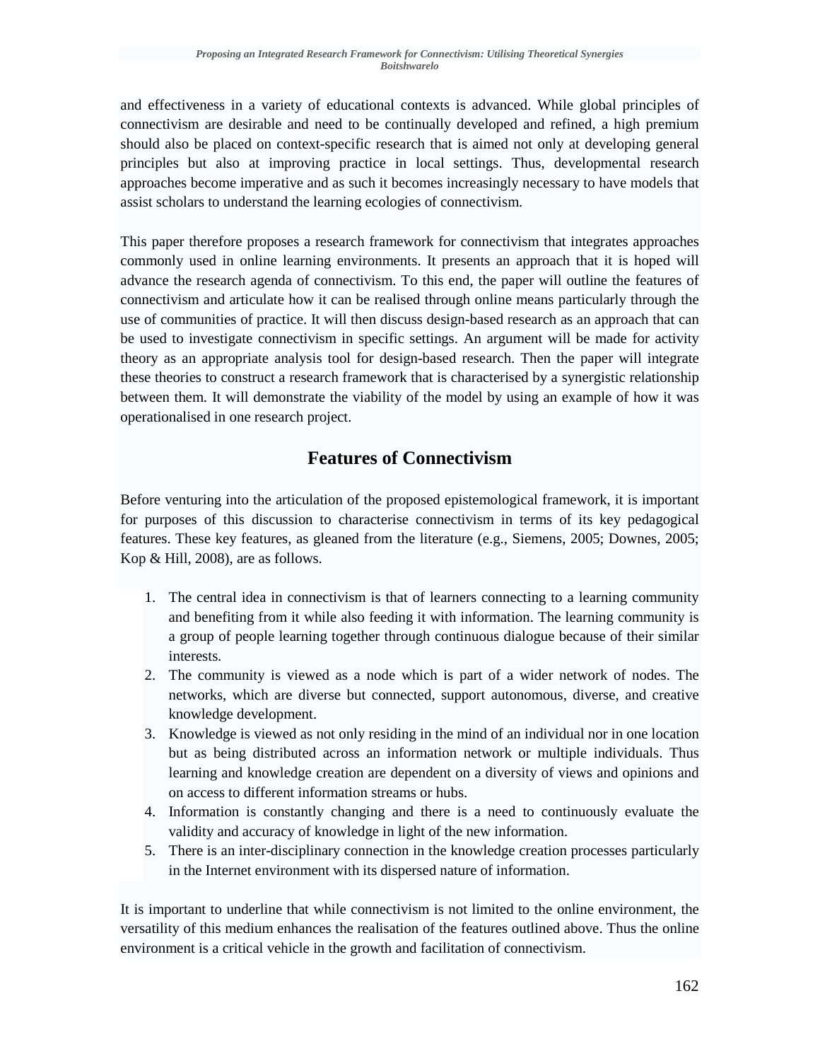and effectiveness in a variety of educational contexts is advanced. While global principles of connectivism are desirable and need to be continually developed and refined, a high premium should also be placed on context-specific research that is aimed not only at developing general principles but also at improving practice in local settings. Thus, developmental research approaches become imperative and as such it becomes increasingly necessary to have models that assist scholars to understand the learning ecologies of connectivism.

This paper therefore proposes a research framework for connectivism that integrates approaches commonly used in online learning environments. It presents an approach that it is hoped will advance the research agenda of connectivism. To this end, the paper will outline the features of connectivism and articulate how it can be realised through online means particularly through the use of communities of practice. It will then discuss design-based research as an approach that can be used to investigate connectivism in specific settings. An argument will be made for activity theory as an appropriate analysis tool for design-based research. Then the paper will integrate these theories to construct a research framework that is characterised by a synergistic relationship between them. It will demonstrate the viability of the model by using an example of how it was operationalised in one research project.

## Features of Connectivism

Before venturing into the articulation of the proposed epistemological framework, it is important for purposes of this discussion to characterise connectivism in terms of its key pedagogical features. These key features, as gleaned from the literature (e.g., Siemens, 2005; Downes, 2005; Kop & Hill, 2008), are as follows.

1. The central idea in connectivism is that of learners connecting to a learning community and benefiting from it while also feeding it with information. The learning community is a group of people learning together through continuous dialogue because of their similar interests.
2. The community is viewed as a node which is part of a wider network of nodes. The networks, which are diverse but connected, support autonomous, diverse, and creative knowledge development.
3. Knowledge is viewed as not only residing in the mind of an individual nor in one location but as being distributed across an information network or multiple individuals. Thus learning and knowledge creation are dependent on a diversity of views and opinions and on access to different information streams or hubs.
4. Information is constantly changing and there is a need to continuously evaluate the validity and accuracy of knowledge in light of the new information.
5. There is an inter-disciplinary connection in the knowledge creation processes particularly in the Internet environment with its dispersed nature of information.

It is important to underline that while connectivism is not limited to the online environment, the versatility of this medium enhances the realisation of the features outlined above. Thus the online environment is a critical vehicle in the growth and facilitation of connectivism.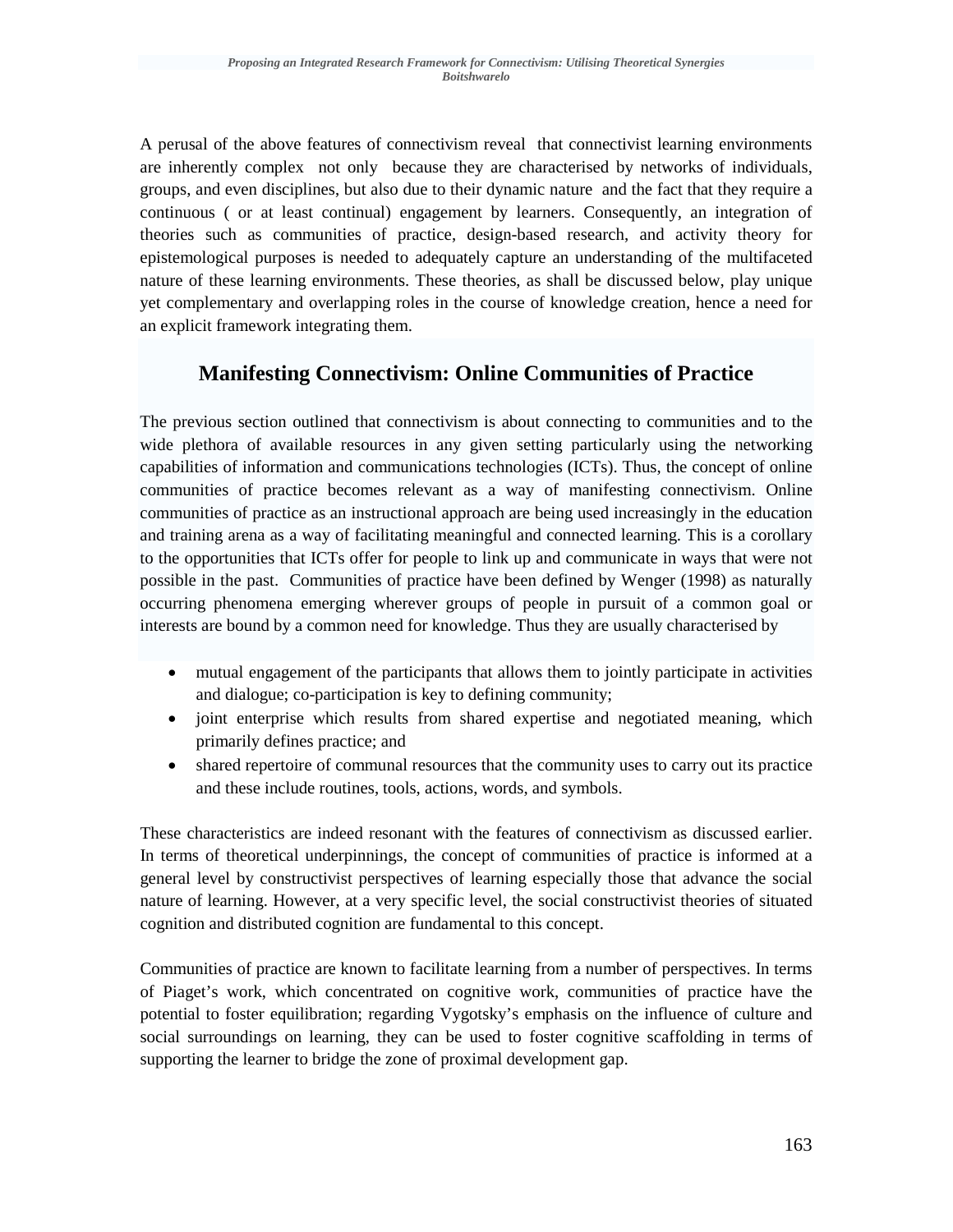A perusal of the above features of connectivism reveal that connectivist learning environments are inherently complex not only because they are characterised by networks of individuals, groups, and even disciplines, but also due to their dynamic nature and the fact that they require a continuous ( or at least continual) engagement by learners. Consequently, an integration of theories such as communities of practice, design-based research, and activity theory for epistemological purposes is needed to adequately capture an understanding of the multifaceted nature of these learning environments. These theories, as shall be discussed below, play unique yet complementary and overlapping roles in the course of knowledge creation, hence a need for an explicit framework integrating them.

## Manifesting Connectivism: Online Communities of Practice

The previous section outlined that connectivism is about connecting to communities and to the wide plethora of available resources in any given setting particularly using the networking capabilities of information and communications technologies (ICTs). Thus, the concept of online communities of practice becomes relevant as a way of manifesting connectivism. Online communities of practice as an instructional approach are being used increasingly in the education and training arena as a way of facilitating meaningful and connected learning. This is a corollary to the opportunities that ICTs offer for people to link up and communicate in ways that were not possible in the past. Communities of practice have been defined by Wenger (1998) as naturally occurring phenomena emerging wherever groups of people in pursuit of a common goal or interests are bound by a common need for knowledge. Thus they are usually characterised by

- mutual engagement of the participants that allows them to jointly participate in activities and dialogue; co-participation is key to defining community;
- joint enterprise which results from shared expertise and negotiated meaning, which primarily defines practice; and
- shared repertoire of communal resources that the community uses to carry out its practice and these include routines, tools, actions, words, and symbols.

These characteristics are indeed resonant with the features of connectivism as discussed earlier. In terms of theoretical underpinnings, the concept of communities of practice is informed at a general level by constructivist perspectives of learning especially those that advance the social nature of learning. However, at a very specific level, the social constructivist theories of situated cognition and distributed cognition are fundamental to this concept.

Communities of practice are known to facilitate learning from a number of perspectives. In terms of Piaget's work, which concentrated on cognitive work, communities of practice have the potential to foster equilibration; regarding Vygotsky's emphasis on the influence of culture and social surroundings on learning, they can be used to foster cognitive scaffolding in terms of supporting the learner to bridge the zone of proximal development gap.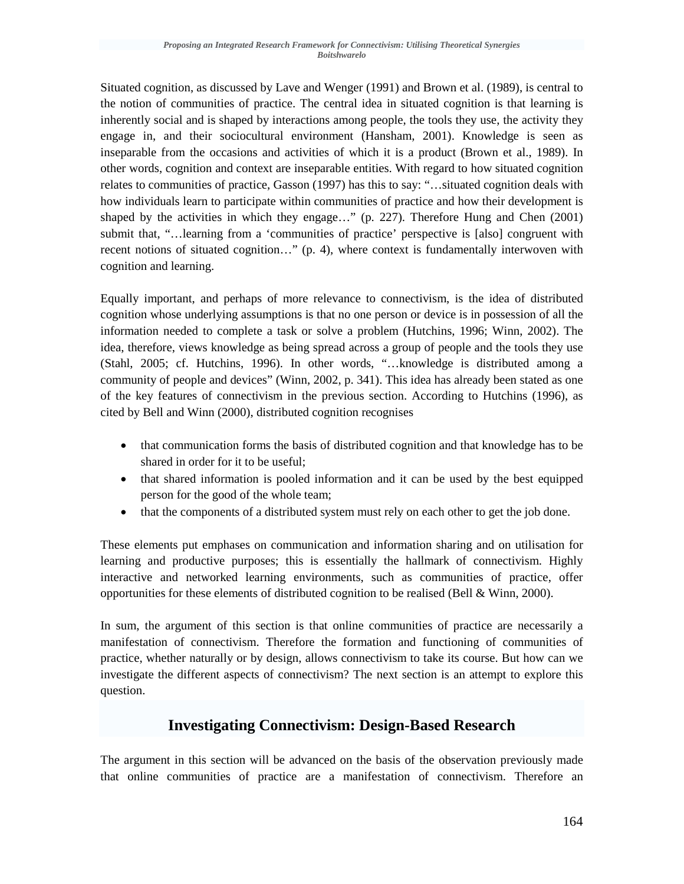Situated cognition, as discussed by Lave and Wenger (1991) and Brown et al. (1989), is central to the notion of communities of practice. The central idea in situated cognition is that learning is inherently social and is shaped by interactions among people, the tools they use, the activity they engage in, and their sociocultural environment (Hansham, 2001). Knowledge is seen as inseparable from the occasions and activities of which it is a product (Brown et al., 1989). In other words, cognition and context are inseparable entities. With regard to how situated cognition relates to communities of practice, Gasson (1997) has this to say: "…situated cognition deals with how individuals learn to participate within communities of practice and how their development is shaped by the activities in which they engage…" (p. 227). Therefore Hung and Chen (2001) submit that, "…learning from a 'communities of practice' perspective is [also] congruent with recent notions of situated cognition…" (p. 4), where context is fundamentally interwoven with cognition and learning.

Equally important, and perhaps of more relevance to connectivism, is the idea of distributed cognition whose underlying assumptions is that no one person or device is in possession of all the information needed to complete a task or solve a problem (Hutchins, 1996; Winn, 2002). The idea, therefore, views knowledge as being spread across a group of people and the tools they use (Stahl, 2005; cf. Hutchins, 1996). In other words, "…knowledge is distributed among a community of people and devices" (Winn, 2002, p. 341). This idea has already been stated as one of the key features of connectivism in the previous section. According to Hutchins (1996), as cited by Bell and Winn (2000), distributed cognition recognises

- that communication forms the basis of distributed cognition and that knowledge has to be shared in order for it to be useful;
- that shared information is pooled information and it can be used by the best equipped person for the good of the whole team;
- that the components of a distributed system must rely on each other to get the job done.

These elements put emphases on communication and information sharing and on utilisation for learning and productive purposes; this is essentially the hallmark of connectivism. Highly interactive and networked learning environments, such as communities of practice, offer opportunities for these elements of distributed cognition to be realised (Bell & Winn, 2000).

In sum, the argument of this section is that online communities of practice are necessarily a manifestation of connectivism. Therefore the formation and functioning of communities of practice, whether naturally or by design, allows connectivism to take its course. But how can we investigate the different aspects of connectivism? The next section is an attempt to explore this question.

## Investigating Connectivism: Design-Based Research

The argument in this section will be advanced on the basis of the observation previously made that online communities of practice are a manifestation of connectivism. Therefore an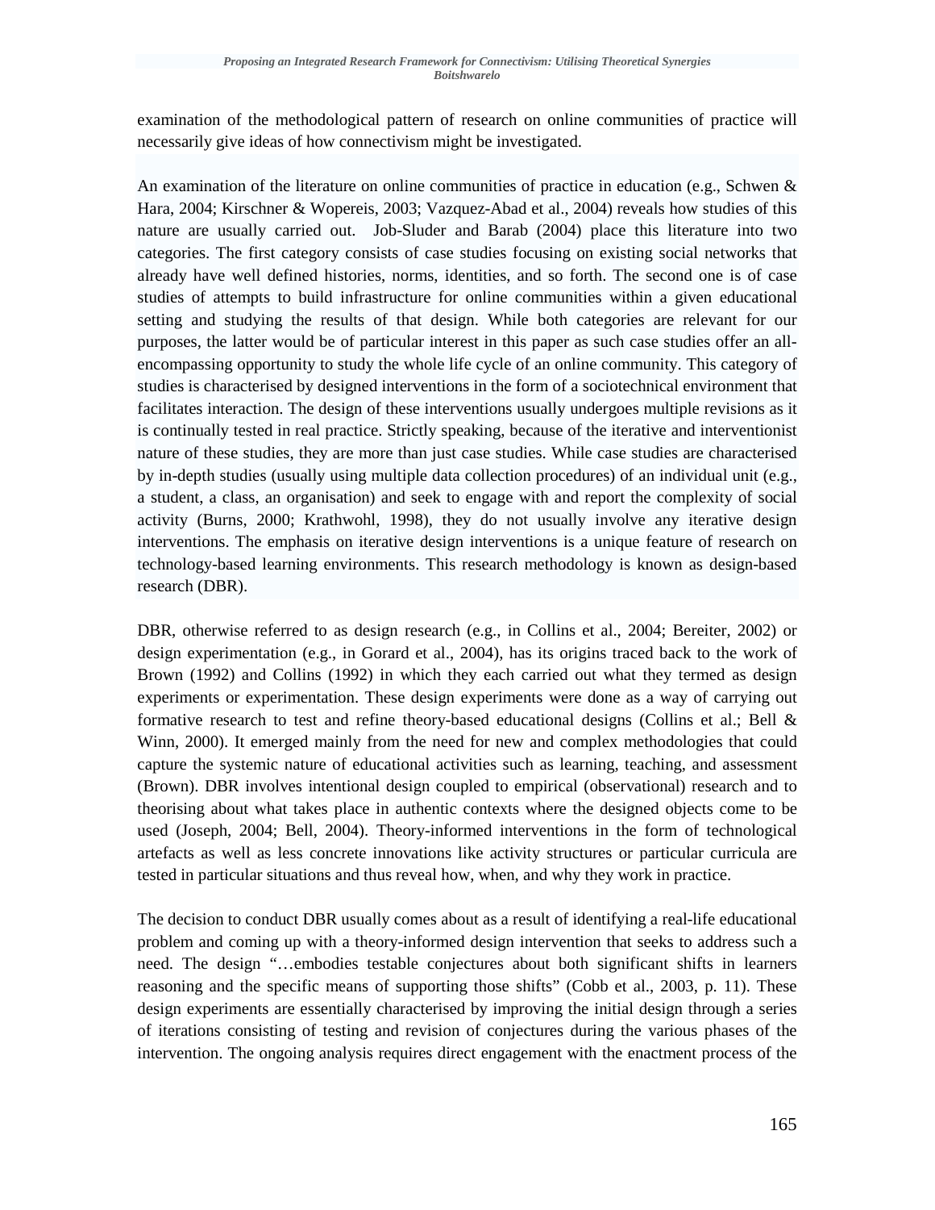examination of the methodological pattern of research on online communities of practice will necessarily give ideas of how connectivism might be investigated.

An examination of the literature on online communities of practice in education (e.g., Schwen & Hara, 2004; Kirschner & Wopereis, 2003; Vazquez-Abad et al., 2004) reveals how studies of this nature are usually carried out. Job-Sluder and Barab (2004) place this literature into two categories. The first category consists of case studies focusing on existing social networks that already have well defined histories, norms, identities, and so forth. The second one is of case studies of attempts to build infrastructure for online communities within a given educational setting and studying the results of that design. While both categories are relevant for our purposes, the latter would be of particular interest in this paper as such case studies offer an all-encompassing opportunity to study the whole life cycle of an online community. This category of studies is characterised by designed interventions in the form of a sociotechnical environment that facilitates interaction. The design of these interventions usually undergoes multiple revisions as it is continually tested in real practice. Strictly speaking, because of the iterative and interventionist nature of these studies, they are more than just case studies. While case studies are characterised by in-depth studies (usually using multiple data collection procedures) of an individual unit (e.g., a student, a class, an organisation) and seek to engage with and report the complexity of social activity (Burns, 2000; Krathwohl, 1998), they do not usually involve any iterative design interventions. The emphasis on iterative design interventions is a unique feature of research on technology-based learning environments. This research methodology is known as design-based research (DBR).

DBR, otherwise referred to as design research (e.g., in Collins et al., 2004; Bereiter, 2002) or design experimentation (e.g., in Gorard et al., 2004), has its origins traced back to the work of Brown (1992) and Collins (1992) in which they each carried out what they termed as design experiments or experimentation. These design experiments were done as a way of carrying out formative research to test and refine theory-based educational designs (Collins et al.; Bell & Winn, 2000). It emerged mainly from the need for new and complex methodologies that could capture the systemic nature of educational activities such as learning, teaching, and assessment (Brown). DBR involves intentional design coupled to empirical (observational) research and to theorising about what takes place in authentic contexts where the designed objects come to be used (Joseph, 2004; Bell, 2004). Theory-informed interventions in the form of technological artefacts as well as less concrete innovations like activity structures or particular curricula are tested in particular situations and thus reveal how, when, and why they work in practice.

The decision to conduct DBR usually comes about as a result of identifying a real-life educational problem and coming up with a theory-informed design intervention that seeks to address such a need. The design "…embodies testable conjectures about both significant shifts in learners reasoning and the specific means of supporting those shifts" (Cobb et al., 2003, p. 11). These design experiments are essentially characterised by improving the initial design through a series of iterations consisting of testing and revision of conjectures during the various phases of the intervention. The ongoing analysis requires direct engagement with the enactment process of the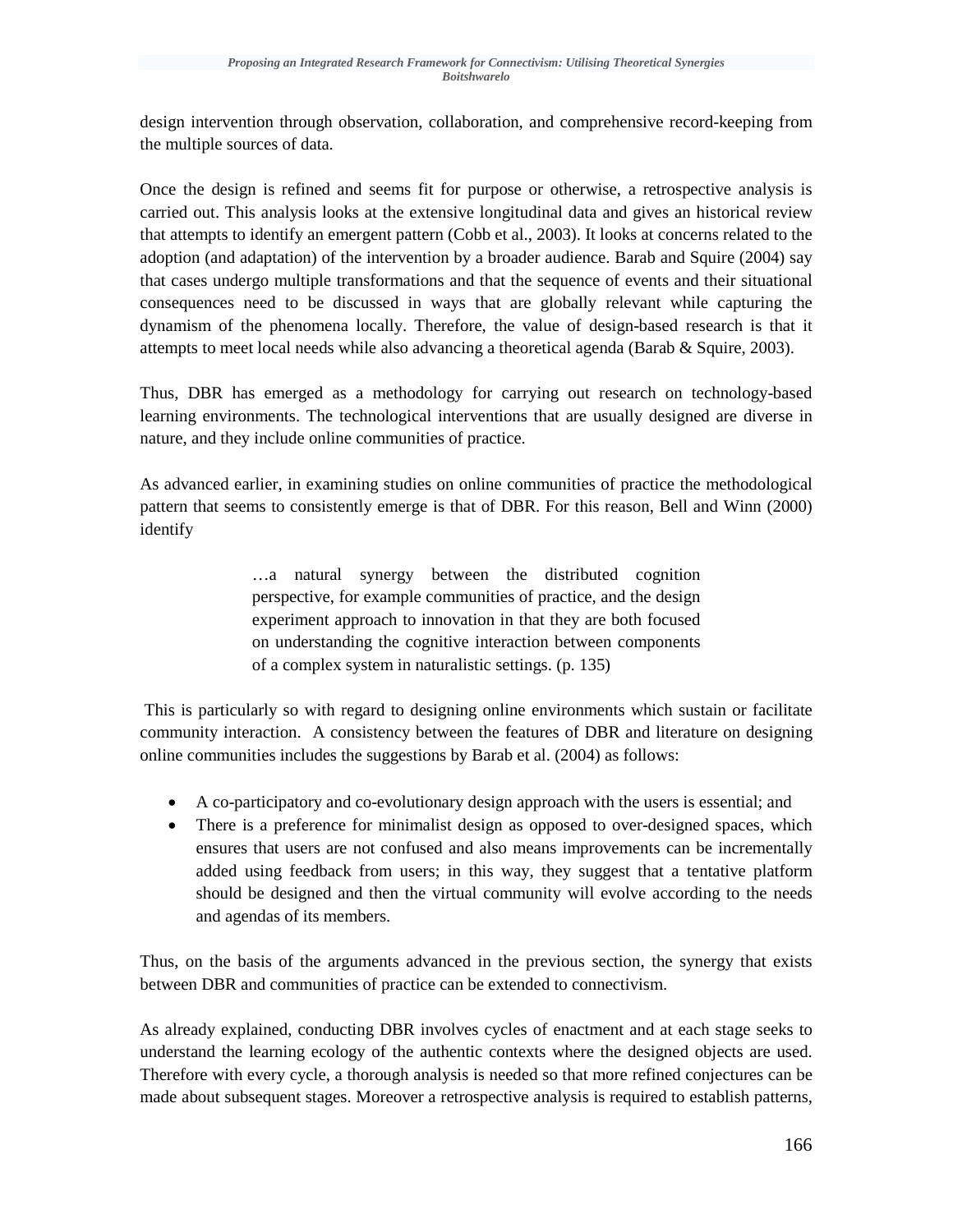design intervention through observation, collaboration, and comprehensive record-keeping from the multiple sources of data.

Once the design is refined and seems fit for purpose or otherwise, a retrospective analysis is carried out. This analysis looks at the extensive longitudinal data and gives an historical review that attempts to identify an emergent pattern (Cobb et al., 2003). It looks at concerns related to the adoption (and adaptation) of the intervention by a broader audience. Barab and Squire (2004) say that cases undergo multiple transformations and that the sequence of events and their situational consequences need to be discussed in ways that are globally relevant while capturing the dynamism of the phenomena locally. Therefore, the value of design-based research is that it attempts to meet local needs while also advancing a theoretical agenda (Barab & Squire, 2003).

Thus, DBR has emerged as a methodology for carrying out research on technology-based learning environments. The technological interventions that are usually designed are diverse in nature, and they include online communities of practice.

As advanced earlier, in examining studies on online communities of practice the methodological pattern that seems to consistently emerge is that of DBR. For this reason, Bell and Winn (2000) identify

> …a natural synergy between the distributed cognition perspective, for example communities of practice, and the design experiment approach to innovation in that they are both focused on understanding the cognitive interaction between components of a complex system in naturalistic settings. (p. 135)

This is particularly so with regard to designing online environments which sustain or facilitate community interaction. A consistency between the features of DBR and literature on designing online communities includes the suggestions by Barab et al. (2004) as follows:

- A co-participatory and co-evolutionary design approach with the users is essential; and
- There is a preference for minimalist design as opposed to over-designed spaces, which ensures that users are not confused and also means improvements can be incrementally added using feedback from users; in this way, they suggest that a tentative platform should be designed and then the virtual community will evolve according to the needs and agendas of its members.

Thus, on the basis of the arguments advanced in the previous section, the synergy that exists between DBR and communities of practice can be extended to connectivism.

As already explained, conducting DBR involves cycles of enactment and at each stage seeks to understand the learning ecology of the authentic contexts where the designed objects are used. Therefore with every cycle, a thorough analysis is needed so that more refined conjectures can be made about subsequent stages. Moreover a retrospective analysis is required to establish patterns,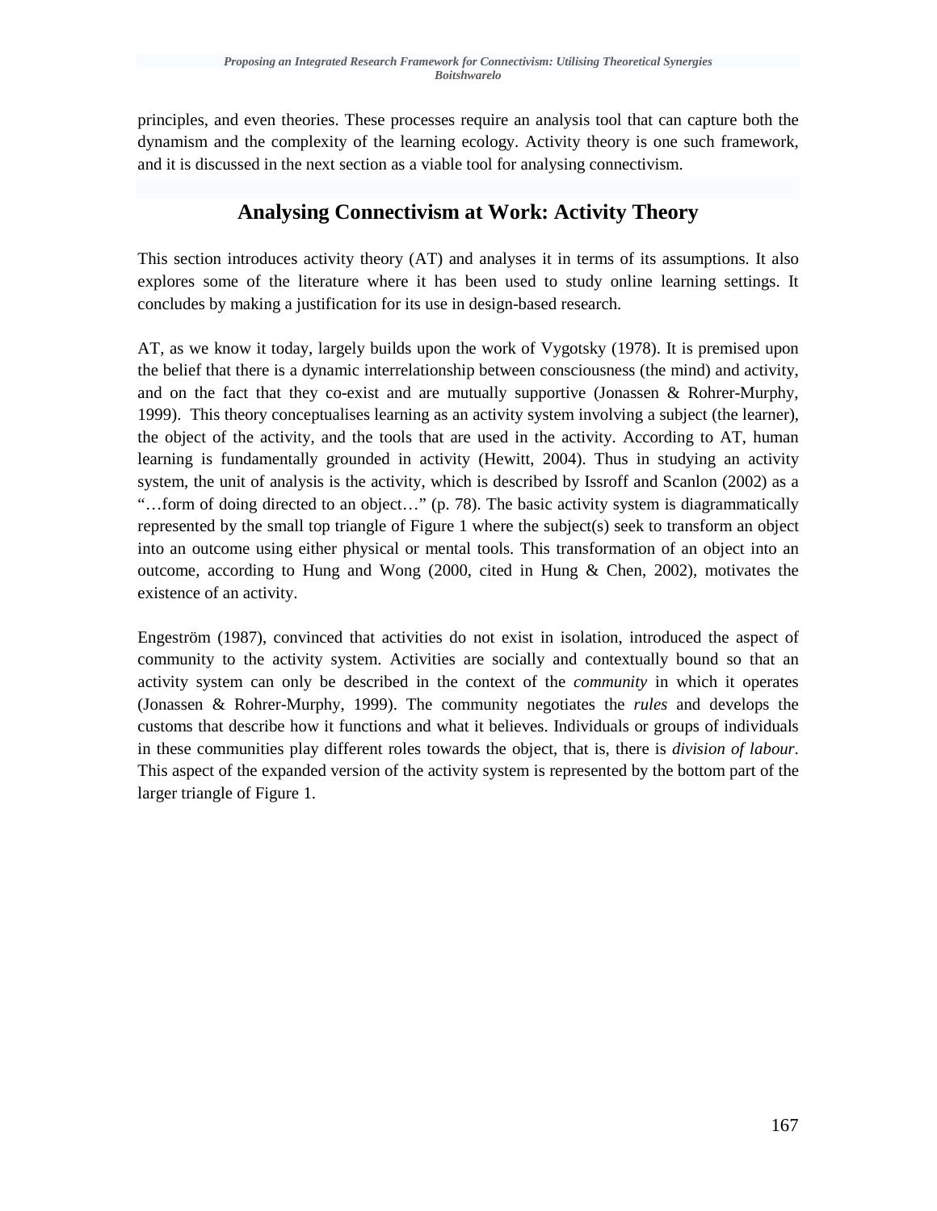principles, and even theories. These processes require an analysis tool that can capture both the dynamism and the complexity of the learning ecology. Activity theory is one such framework, and it is discussed in the next section as a viable tool for analysing connectivism.

## Analysing Connectivism at Work: Activity Theory

This section introduces activity theory (AT) and analyses it in terms of its assumptions. It also explores some of the literature where it has been used to study online learning settings. It concludes by making a justification for its use in design-based research.

AT, as we know it today, largely builds upon the work of Vygotsky (1978). It is premised upon the belief that there is a dynamic interrelationship between consciousness (the mind) and activity, and on the fact that they co-exist and are mutually supportive (Jonassen & Rohrer-Murphy, 1999). This theory conceptualises learning as an activity system involving a subject (the learner), the object of the activity, and the tools that are used in the activity. According to AT, human learning is fundamentally grounded in activity (Hewitt, 2004). Thus in studying an activity system, the unit of analysis is the activity, which is described by Issroff and Scanlon (2002) as a "…form of doing directed to an object…" (p. 78). The basic activity system is diagrammatically represented by the small top triangle of Figure 1 where the subject(s) seek to transform an object into an outcome using either physical or mental tools. This transformation of an object into an outcome, according to Hung and Wong (2000, cited in Hung & Chen, 2002), motivates the existence of an activity.

Engeström (1987), convinced that activities do not exist in isolation, introduced the aspect of community to the activity system. Activities are socially and contextually bound so that an activity system can only be described in the context of the *community* in which it operates (Jonassen & Rohrer-Murphy, 1999). The community negotiates the *rules* and develops the customs that describe how it functions and what it believes. Individuals or groups of individuals in these communities play different roles towards the object, that is, there is *division of labour*. This aspect of the expanded version of the activity system is represented by the bottom part of the larger triangle of Figure 1.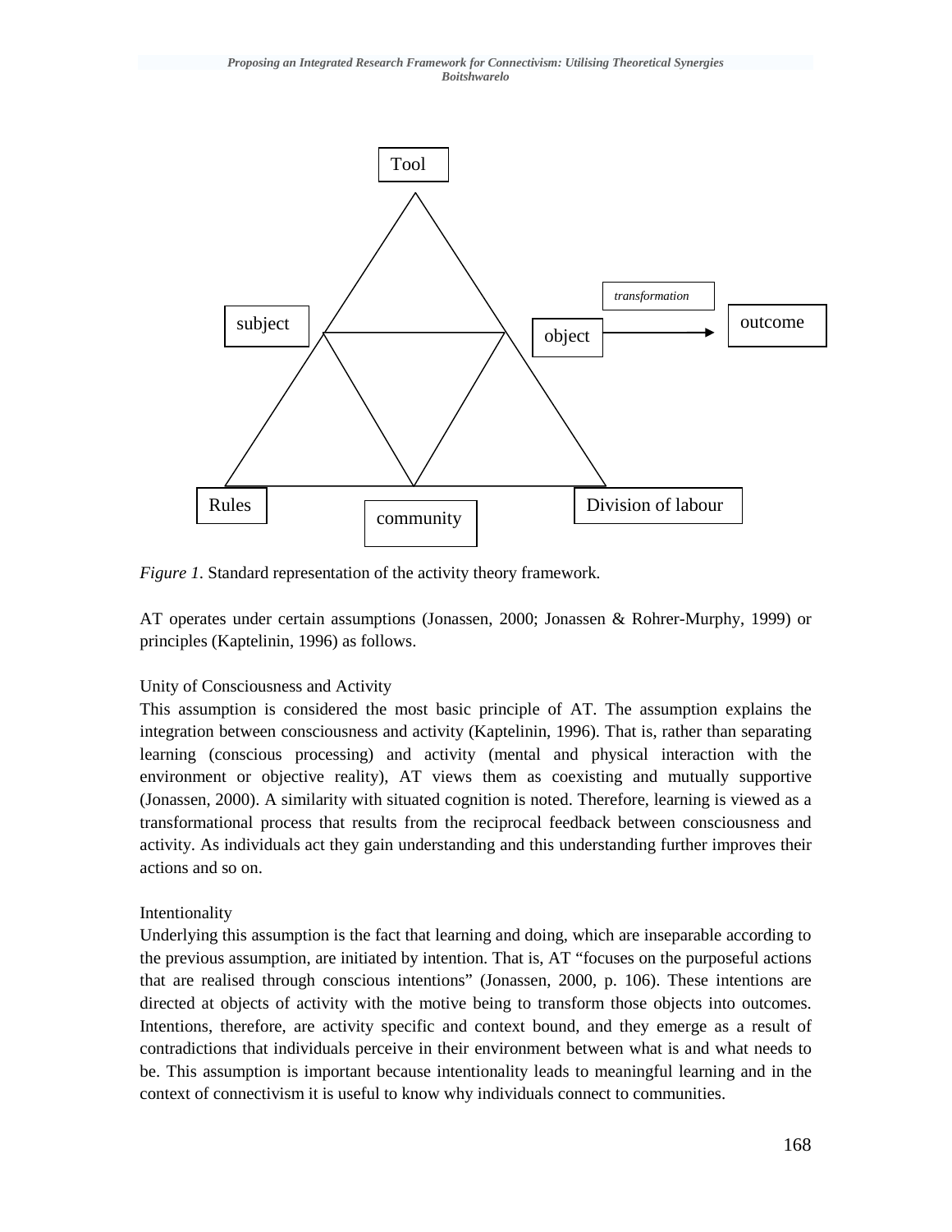*Figure 1*. Standard representation of the activity theory framework.

AT operates under certain assumptions (Jonassen, 2000; Jonassen & Rohrer-Murphy, 1999) or principles (Kaptelinin, 1996) as follows.

Unity of Consciousness and Activity

This assumption is considered the most basic principle of AT. The assumption explains the integration between consciousness and activity (Kaptelinin, 1996). That is, rather than separating learning (conscious processing) and activity (mental and physical interaction with the environment or objective reality), AT views them as coexisting and mutually supportive (Jonassen, 2000). A similarity with situated cognition is noted. Therefore, learning is viewed as a transformational process that results from the reciprocal feedback between consciousness and activity. As individuals act they gain understanding and this understanding further improves their actions and so on.

Intentionality

Underlying this assumption is the fact that learning and doing, which are inseparable according to the previous assumption, are initiated by intention. That is, AT "focuses on the purposeful actions that are realised through conscious intentions" (Jonassen, 2000, p. 106). These intentions are directed at objects of activity with the motive being to transform those objects into outcomes. Intentions, therefore, are activity specific and context bound, and they emerge as a result of contradictions that individuals perceive in their environment between what is and what needs to be. This assumption is important because intentionality leads to meaningful learning and in the context of connectivism it is useful to know why individuals connect to communities.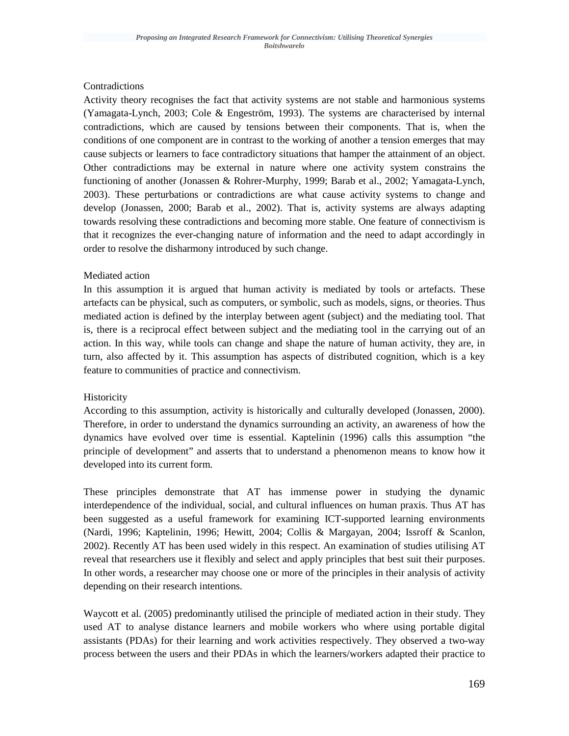Contradictions

Activity theory recognises the fact that activity systems are not stable and harmonious systems (Yamagata-Lynch, 2003; Cole & Engeström, 1993). The systems are characterised by internal contradictions, which are caused by tensions between their components. That is, when the conditions of one component are in contrast to the working of another a tension emerges that may cause subjects or learners to face contradictory situations that hamper the attainment of an object. Other contradictions may be external in nature where one activity system constrains the functioning of another (Jonassen & Rohrer-Murphy, 1999; Barab et al., 2002; Yamagata-Lynch, 2003). These perturbations or contradictions are what cause activity systems to change and develop (Jonassen, 2000; Barab et al., 2002). That is, activity systems are always adapting towards resolving these contradictions and becoming more stable. One feature of connectivism is that it recognizes the ever-changing nature of information and the need to adapt accordingly in order to resolve the disharmony introduced by such change.

Mediated action

In this assumption it is argued that human activity is mediated by tools or artefacts. These artefacts can be physical, such as computers, or symbolic, such as models, signs, or theories. Thus mediated action is defined by the interplay between agent (subject) and the mediating tool. That is, there is a reciprocal effect between subject and the mediating tool in the carrying out of an action. In this way, while tools can change and shape the nature of human activity, they are, in turn, also affected by it. This assumption has aspects of distributed cognition, which is a key feature to communities of practice and connectivism.

Historicity

According to this assumption, activity is historically and culturally developed (Jonassen, 2000). Therefore, in order to understand the dynamics surrounding an activity, an awareness of how the dynamics have evolved over time is essential. Kaptelinin (1996) calls this assumption "the principle of development" and asserts that to understand a phenomenon means to know how it developed into its current form.

These principles demonstrate that AT has immense power in studying the dynamic interdependence of the individual, social, and cultural influences on human praxis. Thus AT has been suggested as a useful framework for examining ICT-supported learning environments (Nardi, 1996; Kaptelinin, 1996; Hewitt, 2004; Collis & Margayan, 2004; Issroff & Scanlon, 2002). Recently AT has been used widely in this respect. An examination of studies utilising AT reveal that researchers use it flexibly and select and apply principles that best suit their purposes. In other words, a researcher may choose one or more of the principles in their analysis of activity depending on their research intentions.

Waycott et al. (2005) predominantly utilised the principle of mediated action in their study. They used AT to analyse distance learners and mobile workers who where using portable digital assistants (PDAs) for their learning and work activities respectively. They observed a two-way process between the users and their PDAs in which the learners/workers adapted their practice to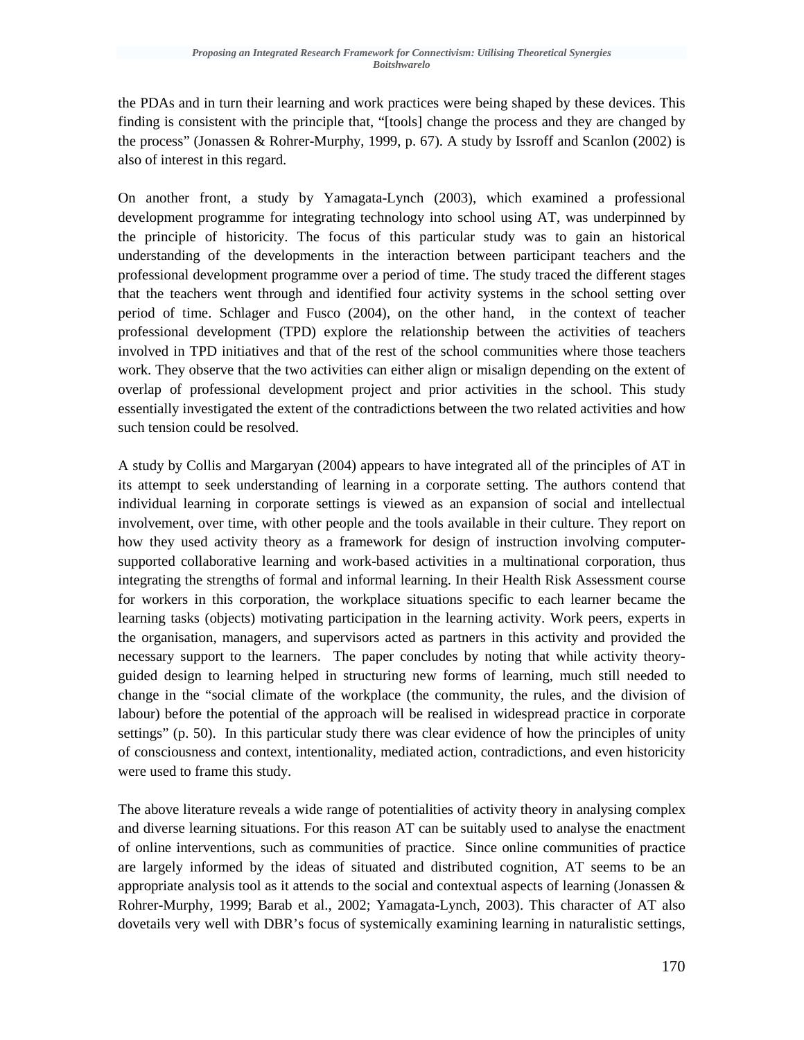the PDAs and in turn their learning and work practices were being shaped by these devices. This finding is consistent with the principle that, "[tools] change the process and they are changed by the process" (Jonassen & Rohrer-Murphy, 1999, p. 67). A study by Issroff and Scanlon (2002) is also of interest in this regard.

On another front, a study by Yamagata-Lynch (2003), which examined a professional development programme for integrating technology into school using AT, was underpinned by the principle of historicity. The focus of this particular study was to gain an historical understanding of the developments in the interaction between participant teachers and the professional development programme over a period of time. The study traced the different stages that the teachers went through and identified four activity systems in the school setting over period of time. Schlager and Fusco (2004), on the other hand, in the context of teacher professional development (TPD) explore the relationship between the activities of teachers involved in TPD initiatives and that of the rest of the school communities where those teachers work. They observe that the two activities can either align or misalign depending on the extent of overlap of professional development project and prior activities in the school. This study essentially investigated the extent of the contradictions between the two related activities and how such tension could be resolved.

A study by Collis and Margaryan (2004) appears to have integrated all of the principles of AT in its attempt to seek understanding of learning in a corporate setting. The authors contend that individual learning in corporate settings is viewed as an expansion of social and intellectual involvement, over time, with other people and the tools available in their culture. They report on how they used activity theory as a framework for design of instruction involving computer-supported collaborative learning and work-based activities in a multinational corporation, thus integrating the strengths of formal and informal learning. In their Health Risk Assessment course for workers in this corporation, the workplace situations specific to each learner became the learning tasks (objects) motivating participation in the learning activity. Work peers, experts in the organisation, managers, and supervisors acted as partners in this activity and provided the necessary support to the learners. The paper concludes by noting that while activity theory-guided design to learning helped in structuring new forms of learning, much still needed to change in the "social climate of the workplace (the community, the rules, and the division of labour) before the potential of the approach will be realised in widespread practice in corporate settings" (p. 50). In this particular study there was clear evidence of how the principles of unity of consciousness and context, intentionality, mediated action, contradictions, and even historicity were used to frame this study.

The above literature reveals a wide range of potentialities of activity theory in analysing complex and diverse learning situations. For this reason AT can be suitably used to analyse the enactment of online interventions, such as communities of practice. Since online communities of practice are largely informed by the ideas of situated and distributed cognition, AT seems to be an appropriate analysis tool as it attends to the social and contextual aspects of learning (Jonassen & Rohrer-Murphy, 1999; Barab et al., 2002; Yamagata-Lynch, 2003). This character of AT also dovetails very well with DBR's focus of systemically examining learning in naturalistic settings,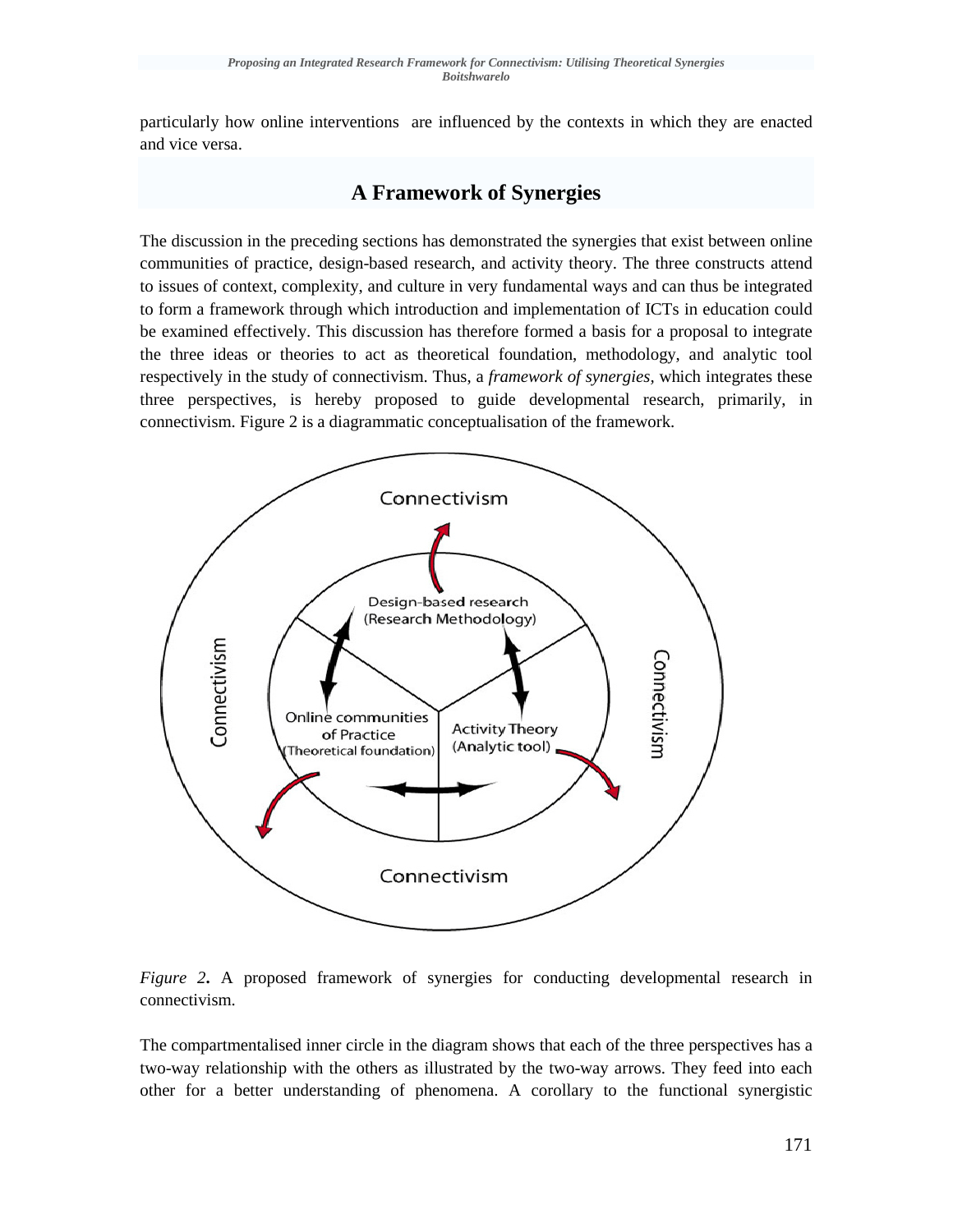particularly how online interventions are influenced by the contexts in which they are enacted and vice versa.

## A Framework of Synergies

The discussion in the preceding sections has demonstrated the synergies that exist between online communities of practice, design-based research, and activity theory. The three constructs attend to issues of context, complexity, and culture in very fundamental ways and can thus be integrated to form a framework through which introduction and implementation of ICTs in education could be examined effectively. This discussion has therefore formed a basis for a proposal to integrate the three ideas or theories to act as theoretical foundation, methodology, and analytic tool respectively in the study of connectivism. Thus, a *framework of synergies,* which integrates these three perspectives, is hereby proposed to guide developmental research, primarily, in connectivism. Figure 2 is a diagrammatic conceptualisation of the framework.

*Figure 2.* A proposed framework of synergies for conducting developmental research in connectivism.

The compartmentalised inner circle in the diagram shows that each of the three perspectives has a two-way relationship with the others as illustrated by the two-way arrows. They feed into each other for a better understanding of phenomena. A corollary to the functional synergistic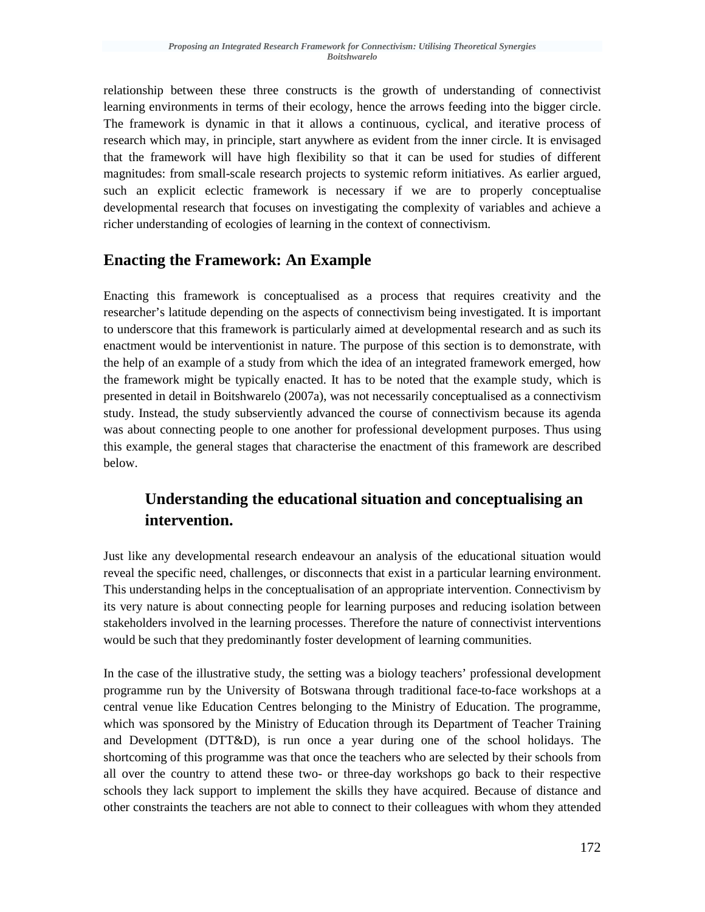relationship between these three constructs is the growth of understanding of connectivist learning environments in terms of their ecology, hence the arrows feeding into the bigger circle. The framework is dynamic in that it allows a continuous, cyclical, and iterative process of research which may, in principle, start anywhere as evident from the inner circle. It is envisaged that the framework will have high flexibility so that it can be used for studies of different magnitudes: from small-scale research projects to systemic reform initiatives. As earlier argued, such an explicit eclectic framework is necessary if we are to properly conceptualise developmental research that focuses on investigating the complexity of variables and achieve a richer understanding of ecologies of learning in the context of connectivism.

## Enacting the Framework: An Example

Enacting this framework is conceptualised as a process that requires creativity and the researcher's latitude depending on the aspects of connectivism being investigated. It is important to underscore that this framework is particularly aimed at developmental research and as such its enactment would be interventionist in nature. The purpose of this section is to demonstrate, with the help of an example of a study from which the idea of an integrated framework emerged, how the framework might be typically enacted. It has to be noted that the example study, which is presented in detail in Boitshwarelo (2007a), was not necessarily conceptualised as a connectivism study. Instead, the study subserviently advanced the course of connectivism because its agenda was about connecting people to one another for professional development purposes. Thus using this example, the general stages that characterise the enactment of this framework are described below.

### Understanding the educational situation and conceptualising an intervention.

Just like any developmental research endeavour an analysis of the educational situation would reveal the specific need, challenges, or disconnects that exist in a particular learning environment. This understanding helps in the conceptualisation of an appropriate intervention. Connectivism by its very nature is about connecting people for learning purposes and reducing isolation between stakeholders involved in the learning processes. Therefore the nature of connectivist interventions would be such that they predominantly foster development of learning communities.

In the case of the illustrative study, the setting was a biology teachers' professional development programme run by the University of Botswana through traditional face-to-face workshops at a central venue like Education Centres belonging to the Ministry of Education. The programme, which was sponsored by the Ministry of Education through its Department of Teacher Training and Development (DTT&D), is run once a year during one of the school holidays. The shortcoming of this programme was that once the teachers who are selected by their schools from all over the country to attend these two- or three-day workshops go back to their respective schools they lack support to implement the skills they have acquired. Because of distance and other constraints the teachers are not able to connect to their colleagues with whom they attended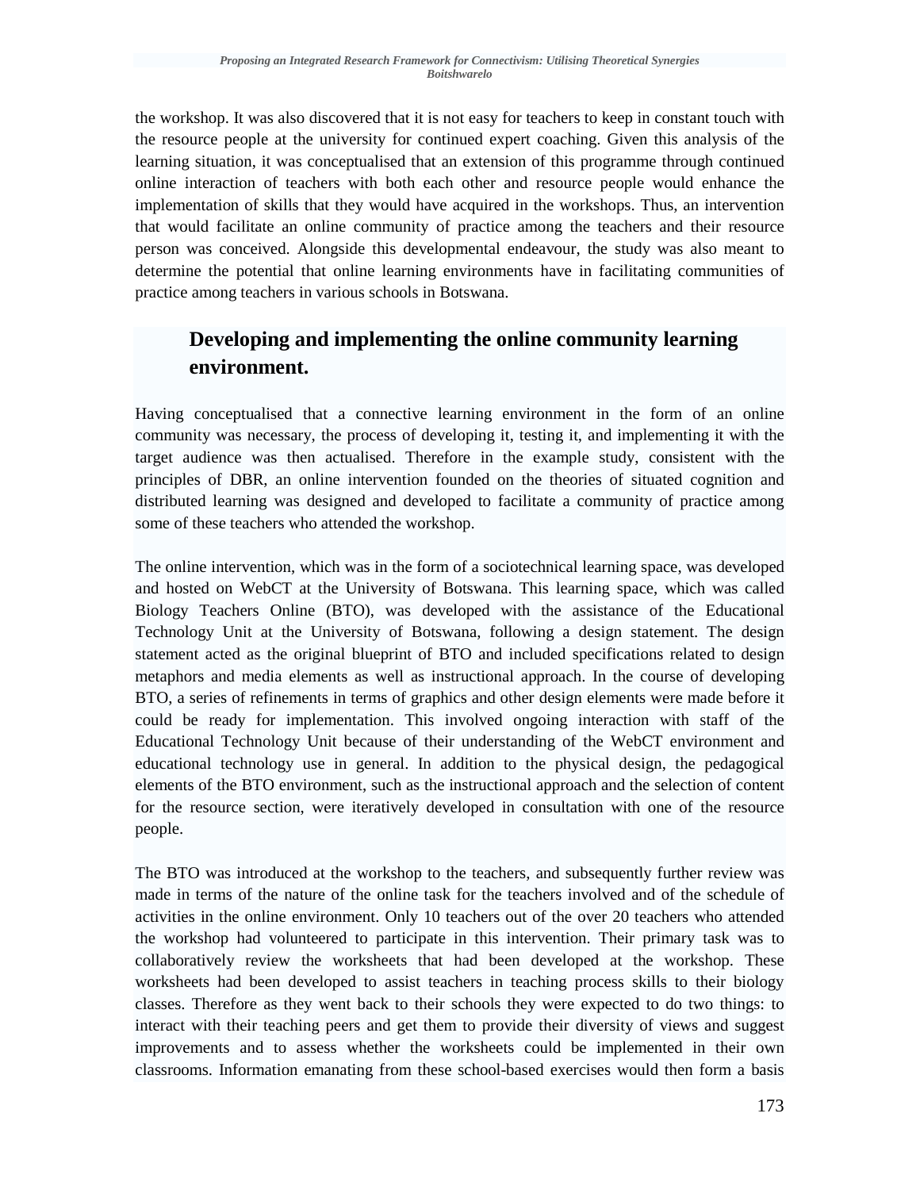the workshop. It was also discovered that it is not easy for teachers to keep in constant touch with the resource people at the university for continued expert coaching. Given this analysis of the learning situation, it was conceptualised that an extension of this programme through continued online interaction of teachers with both each other and resource people would enhance the implementation of skills that they would have acquired in the workshops. Thus, an intervention that would facilitate an online community of practice among the teachers and their resource person was conceived. Alongside this developmental endeavour, the study was also meant to determine the potential that online learning environments have in facilitating communities of practice among teachers in various schools in Botswana.

## Developing and implementing the online community learning environment.

Having conceptualised that a connective learning environment in the form of an online community was necessary, the process of developing it, testing it, and implementing it with the target audience was then actualised. Therefore in the example study, consistent with the principles of DBR, an online intervention founded on the theories of situated cognition and distributed learning was designed and developed to facilitate a community of practice among some of these teachers who attended the workshop.

The online intervention, which was in the form of a sociotechnical learning space, was developed and hosted on WebCT at the University of Botswana. This learning space, which was called Biology Teachers Online (BTO), was developed with the assistance of the Educational Technology Unit at the University of Botswana, following a design statement. The design statement acted as the original blueprint of BTO and included specifications related to design metaphors and media elements as well as instructional approach. In the course of developing BTO, a series of refinements in terms of graphics and other design elements were made before it could be ready for implementation. This involved ongoing interaction with staff of the Educational Technology Unit because of their understanding of the WebCT environment and educational technology use in general. In addition to the physical design, the pedagogical elements of the BTO environment, such as the instructional approach and the selection of content for the resource section, were iteratively developed in consultation with one of the resource people.

The BTO was introduced at the workshop to the teachers, and subsequently further review was made in terms of the nature of the online task for the teachers involved and of the schedule of activities in the online environment. Only 10 teachers out of the over 20 teachers who attended the workshop had volunteered to participate in this intervention. Their primary task was to collaboratively review the worksheets that had been developed at the workshop. These worksheets had been developed to assist teachers in teaching process skills to their biology classes. Therefore as they went back to their schools they were expected to do two things: to interact with their teaching peers and get them to provide their diversity of views and suggest improvements and to assess whether the worksheets could be implemented in their own classrooms. Information emanating from these school-based exercises would then form a basis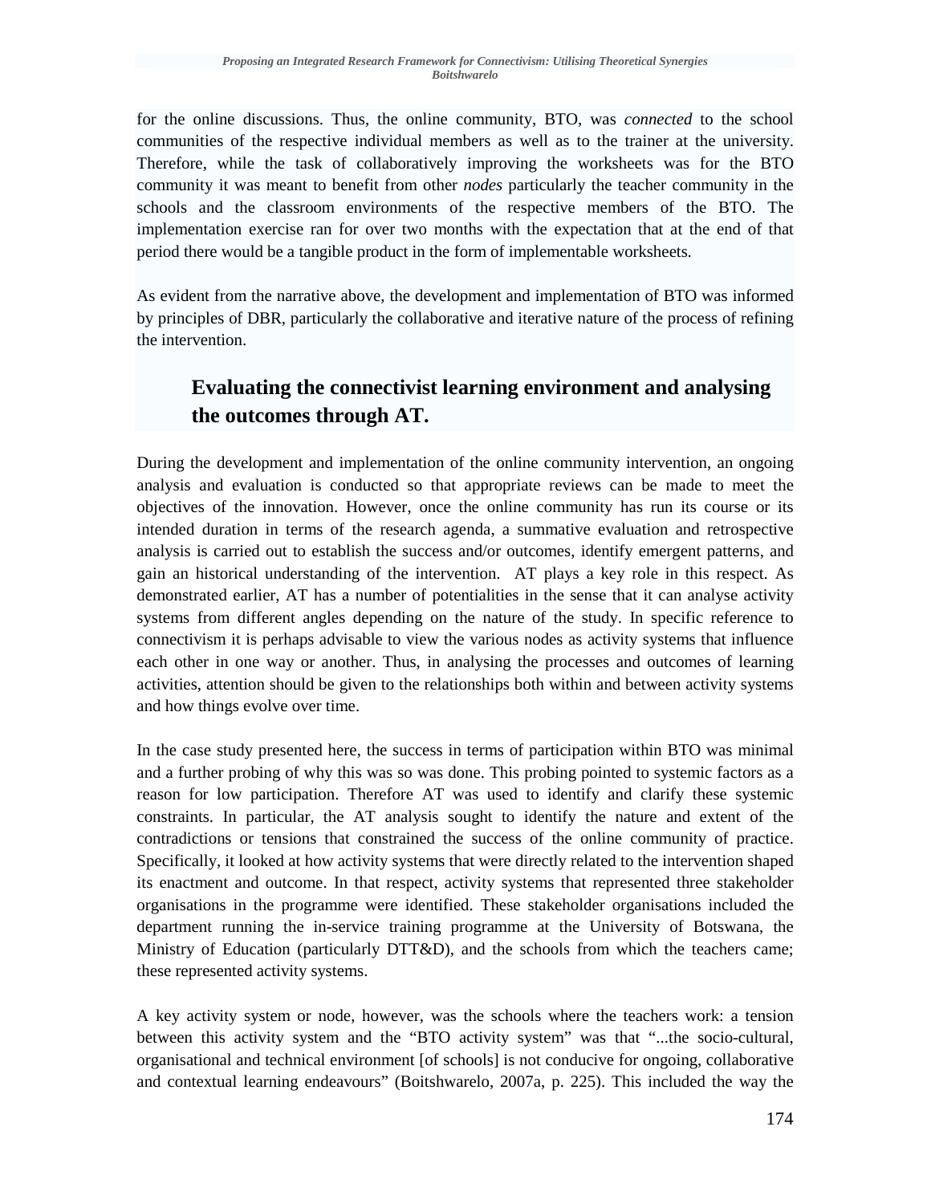for the online discussions. Thus, the online community, BTO, was *connected* to the school communities of the respective individual members as well as to the trainer at the university. Therefore, while the task of collaboratively improving the worksheets was for the BTO community it was meant to benefit from other *nodes* particularly the teacher community in the schools and the classroom environments of the respective members of the BTO. The implementation exercise ran for over two months with the expectation that at the end of that period there would be a tangible product in the form of implementable worksheets.

As evident from the narrative above, the development and implementation of BTO was informed by principles of DBR, particularly the collaborative and iterative nature of the process of refining the intervention.

## Evaluating the connectivist learning environment and analysing the outcomes through AT.

During the development and implementation of the online community intervention, an ongoing analysis and evaluation is conducted so that appropriate reviews can be made to meet the objectives of the innovation. However, once the online community has run its course or its intended duration in terms of the research agenda, a summative evaluation and retrospective analysis is carried out to establish the success and/or outcomes, identify emergent patterns, and gain an historical understanding of the intervention. AT plays a key role in this respect. As demonstrated earlier, AT has a number of potentialities in the sense that it can analyse activity systems from different angles depending on the nature of the study. In specific reference to connectivism it is perhaps advisable to view the various nodes as activity systems that influence each other in one way or another. Thus, in analysing the processes and outcomes of learning activities, attention should be given to the relationships both within and between activity systems and how things evolve over time.

In the case study presented here, the success in terms of participation within BTO was minimal and a further probing of why this was so was done. This probing pointed to systemic factors as a reason for low participation. Therefore AT was used to identify and clarify these systemic constraints. In particular, the AT analysis sought to identify the nature and extent of the contradictions or tensions that constrained the success of the online community of practice. Specifically, it looked at how activity systems that were directly related to the intervention shaped its enactment and outcome. In that respect, activity systems that represented three stakeholder organisations in the programme were identified. These stakeholder organisations included the department running the in-service training programme at the University of Botswana, the Ministry of Education (particularly DTT&D), and the schools from which the teachers came; these represented activity systems.

A key activity system or node, however, was the schools where the teachers work: a tension between this activity system and the "BTO activity system" was that "...the socio-cultural, organisational and technical environment [of schools] is not conducive for ongoing, collaborative and contextual learning endeavours" (Boitshwarelo, 2007a, p. 225). This included the way the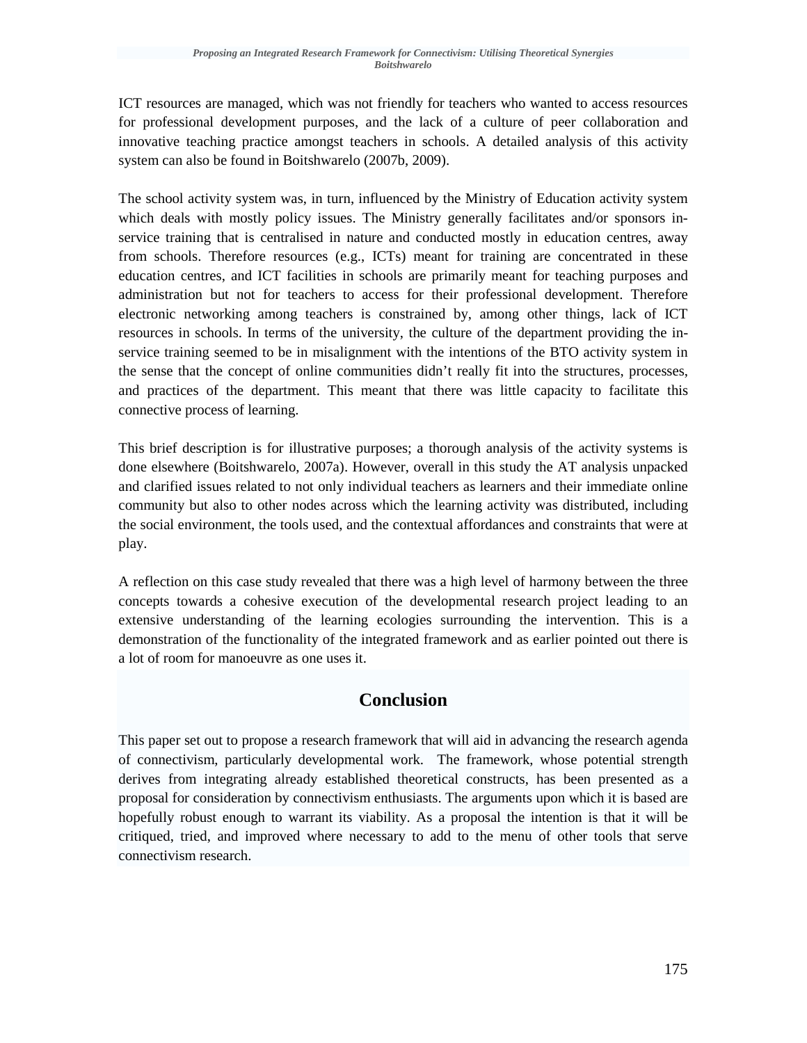ICT resources are managed, which was not friendly for teachers who wanted to access resources for professional development purposes, and the lack of a culture of peer collaboration and innovative teaching practice amongst teachers in schools. A detailed analysis of this activity system can also be found in Boitshwarelo (2007b, 2009).

The school activity system was, in turn, influenced by the Ministry of Education activity system which deals with mostly policy issues. The Ministry generally facilitates and/or sponsors in-service training that is centralised in nature and conducted mostly in education centres, away from schools. Therefore resources (e.g., ICTs) meant for training are concentrated in these education centres, and ICT facilities in schools are primarily meant for teaching purposes and administration but not for teachers to access for their professional development. Therefore electronic networking among teachers is constrained by, among other things, lack of ICT resources in schools. In terms of the university, the culture of the department providing the in-service training seemed to be in misalignment with the intentions of the BTO activity system in the sense that the concept of online communities didn't really fit into the structures, processes, and practices of the department. This meant that there was little capacity to facilitate this connective process of learning.

This brief description is for illustrative purposes; a thorough analysis of the activity systems is done elsewhere (Boitshwarelo, 2007a). However, overall in this study the AT analysis unpacked and clarified issues related to not only individual teachers as learners and their immediate online community but also to other nodes across which the learning activity was distributed, including the social environment, the tools used, and the contextual affordances and constraints that were at play.

A reflection on this case study revealed that there was a high level of harmony between the three concepts towards a cohesive execution of the developmental research project leading to an extensive understanding of the learning ecologies surrounding the intervention. This is a demonstration of the functionality of the integrated framework and as earlier pointed out there is a lot of room for manoeuvre as one uses it.

## Conclusion

This paper set out to propose a research framework that will aid in advancing the research agenda of connectivism, particularly developmental work. The framework, whose potential strength derives from integrating already established theoretical constructs, has been presented as a proposal for consideration by connectivism enthusiasts. The arguments upon which it is based are hopefully robust enough to warrant its viability. As a proposal the intention is that it will be critiqued, tried, and improved where necessary to add to the menu of other tools that serve connectivism research.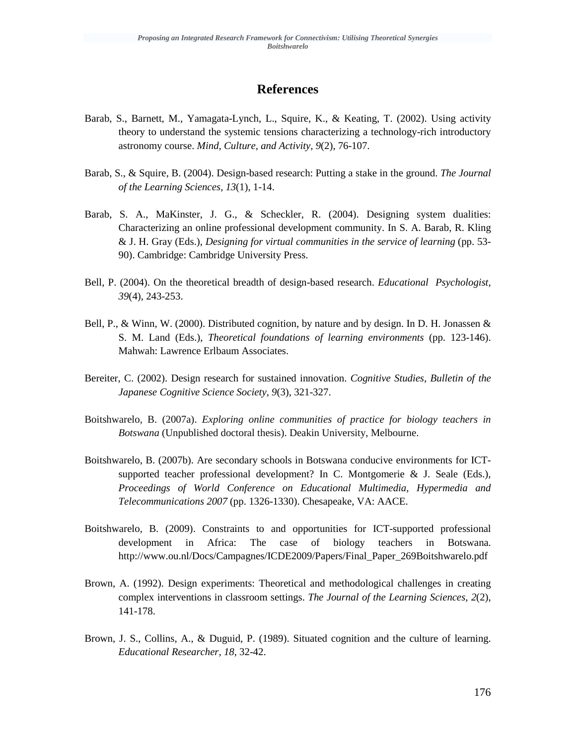# References

Barab, S., Barnett, M., Yamagata-Lynch, L., Squire, K., & Keating, T. (2002). Using activity theory to understand the systemic tensions characterizing a technology-rich introductory astronomy course. *Mind, Culture, and Activity, 9*(2), 76-107.

Barab, S., & Squire, B. (2004). Design-based research: Putting a stake in the ground. *The Journal of the Learning Sciences, 13*(1), 1-14.

Barab, S. A., MaKinster, J. G., & Scheckler, R. (2004). Designing system dualities: Characterizing an online professional development community. In S. A. Barab, R. Kling & J. H. Gray (Eds.), *Designing for virtual communities in the service of learning* (pp. 53-90). Cambridge: Cambridge University Press.

Bell, P. (2004). On the theoretical breadth of design-based research. *Educational Psychologist, 39*(4), 243-253.

Bell, P., & Winn, W. (2000). Distributed cognition, by nature and by design. In D. H. Jonassen & S. M. Land (Eds.), *Theoretical foundations of learning environments* (pp. 123-146). Mahwah: Lawrence Erlbaum Associates.

Bereiter, C. (2002). Design research for sustained innovation. *Cognitive Studies, Bulletin of the Japanese Cognitive Science Society, 9*(3), 321-327.

Boitshwarelo, B. (2007a). *Exploring online communities of practice for biology teachers in Botswana* (Unpublished doctoral thesis). Deakin University, Melbourne.

Boitshwarelo, B. (2007b). Are secondary schools in Botswana conducive environments for ICT-supported teacher professional development? In C. Montgomerie & J. Seale (Eds.), *Proceedings of World Conference on Educational Multimedia, Hypermedia and Telecommunications 2007* (pp. 1326-1330). Chesapeake, VA: AACE.

Boitshwarelo, B. (2009). Constraints to and opportunities for ICT-supported professional development in Africa: The case of biology teachers in Botswana. http://www.ou.nl/Docs/Campagnes/ICDE2009/Papers/Final_Paper_269Boitshwarelo.pdf

Brown, A. (1992). Design experiments: Theoretical and methodological challenges in creating complex interventions in classroom settings. *The Journal of the Learning Sciences, 2*(2), 141-178.

Brown, J. S., Collins, A., & Duguid, P. (1989). Situated cognition and the culture of learning. *Educational Researcher, 18*, 32-42.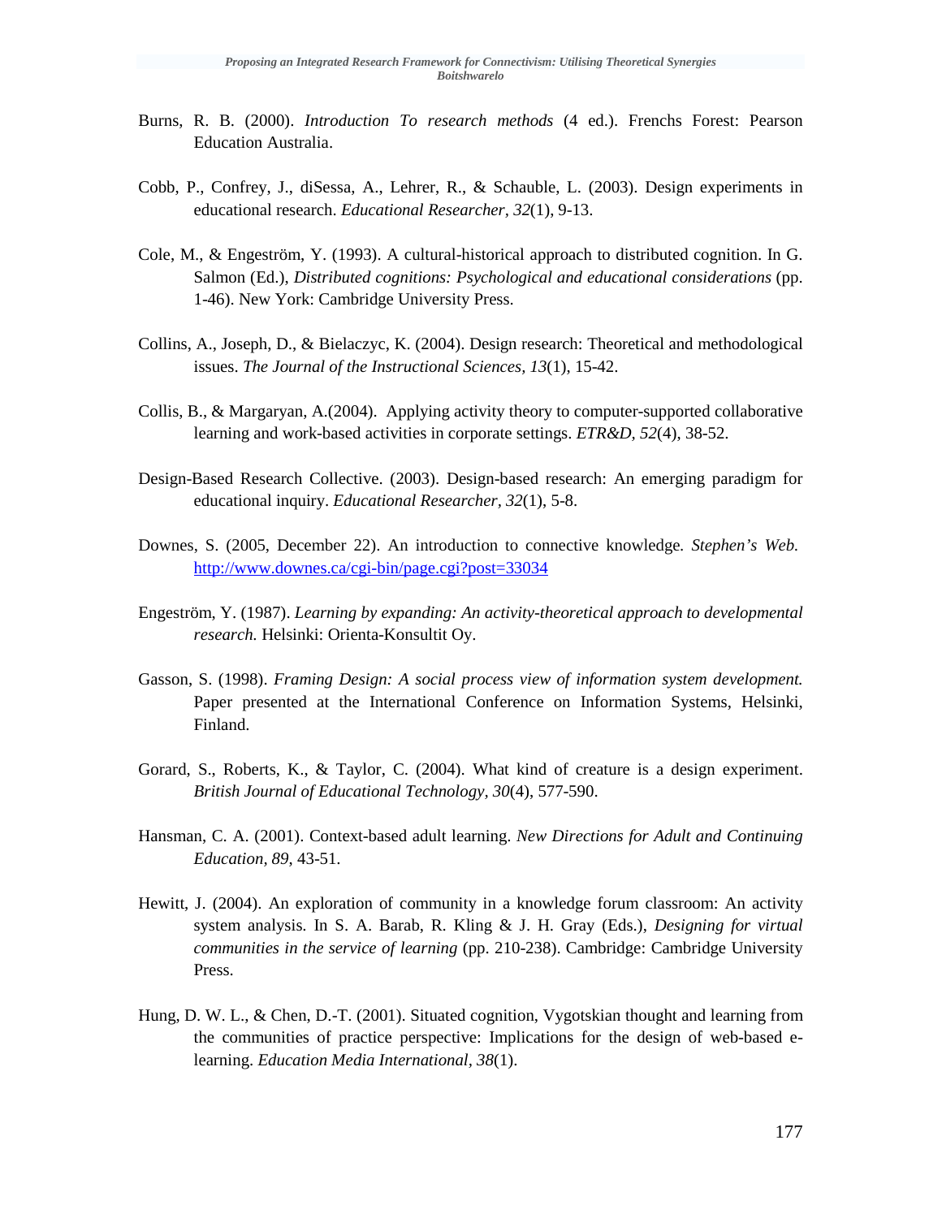Burns, R. B. (2000). *Introduction To research methods* (4 ed.). Frenchs Forest: Pearson Education Australia.

Cobb, P., Confrey, J., diSessa, A., Lehrer, R., & Schauble, L. (2003). Design experiments in educational research. *Educational Researcher, 32*(1), 9-13.

Cole, M., & Engeström, Y. (1993). A cultural-historical approach to distributed cognition. In G. Salmon (Ed.), *Distributed cognitions: Psychological and educational considerations* (pp. 1-46). New York: Cambridge University Press.

Collins, A., Joseph, D., & Bielaczyc, K. (2004). Design research: Theoretical and methodological issues. *The Journal of the Instructional Sciences, 13*(1), 15-42.

Collis, B., & Margaryan, A.(2004). Applying activity theory to computer-supported collaborative learning and work-based activities in corporate settings. *ETR&D, 52*(4), 38-52.

Design-Based Research Collective. (2003). Design-based research: An emerging paradigm for educational inquiry. *Educational Researcher, 32*(1), 5-8.

Downes, S. (2005, December 22). An introduction to connective knowledge. *Stephen's Web.* http://www.downes.ca/cgi-bin/page.cgi?post=33034

Engeström, Y. (1987). *Learning by expanding: An activity-theoretical approach to developmental research.* Helsinki: Orienta-Konsultit Oy.

Gasson, S. (1998). *Framing Design: A social process view of information system development.* Paper presented at the International Conference on Information Systems, Helsinki, Finland.

Gorard, S., Roberts, K., & Taylor, C. (2004). What kind of creature is a design experiment. *British Journal of Educational Technology, 30*(4), 577-590.

Hansman, C. A. (2001). Context-based adult learning. *New Directions for Adult and Continuing Education, 89,* 43-51.

Hewitt, J. (2004). An exploration of community in a knowledge forum classroom: An activity system analysis. In S. A. Barab, R. Kling & J. H. Gray (Eds.), *Designing for virtual communities in the service of learning* (pp. 210-238). Cambridge: Cambridge University Press.

Hung, D. W. L., & Chen, D.-T. (2001). Situated cognition, Vygotskian thought and learning from the communities of practice perspective: Implications for the design of web-based e-learning. *Education Media International, 38*(1).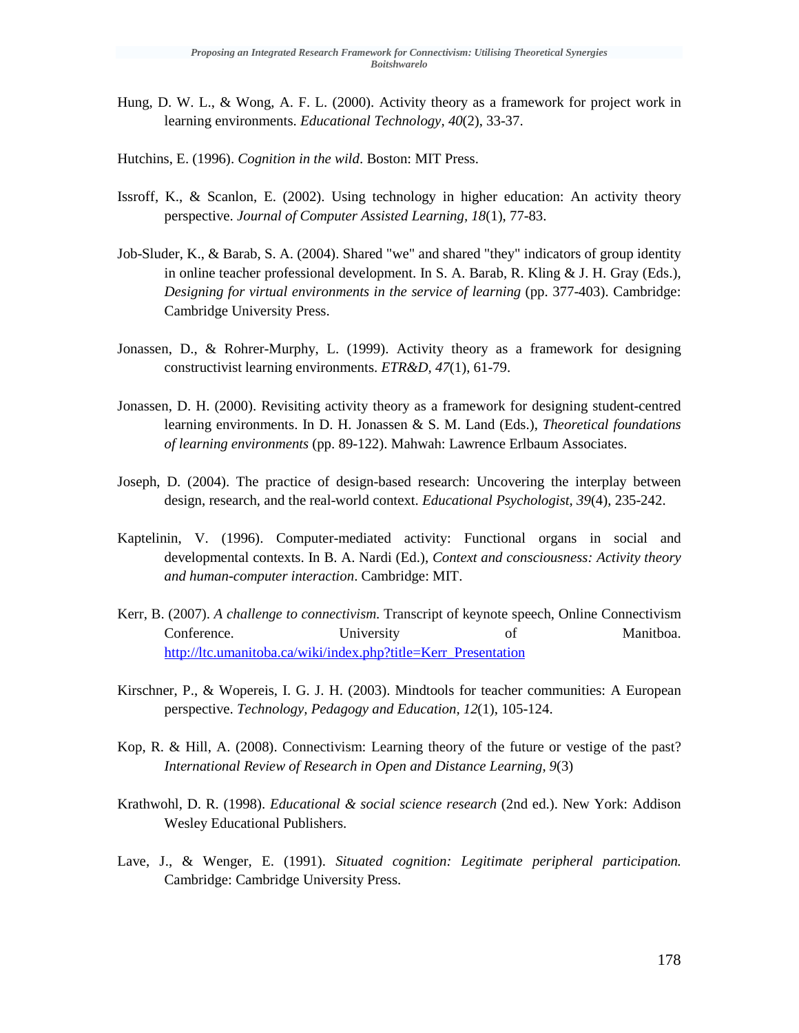Hung, D. W. L., & Wong, A. F. L. (2000). Activity theory as a framework for project work in learning environments. *Educational Technology*, *40*(2), 33-37.

Hutchins, E. (1996). *Cognition in the wild*. Boston: MIT Press.

Issroff, K., & Scanlon, E. (2002). Using technology in higher education: An activity theory perspective. *Journal of Computer Assisted Learning*, *18*(1), 77-83.

Job-Sluder, K., & Barab, S. A. (2004). Shared "we" and shared "they" indicators of group identity in online teacher professional development. In S. A. Barab, R. Kling & J. H. Gray (Eds.), *Designing for virtual environments in the service of learning* (pp. 377-403). Cambridge: Cambridge University Press.

Jonassen, D., & Rohrer-Murphy, L. (1999). Activity theory as a framework for designing constructivist learning environments. *ETR&D*, *47*(1), 61-79.

Jonassen, D. H. (2000). Revisiting activity theory as a framework for designing student-centred learning environments. In D. H. Jonassen & S. M. Land (Eds.), *Theoretical foundations of learning environments* (pp. 89-122). Mahwah: Lawrence Erlbaum Associates.

Joseph, D. (2004). The practice of design-based research: Uncovering the interplay between design, research, and the real-world context. *Educational Psychologist*, *39*(4), 235-242.

Kaptelinin, V. (1996). Computer-mediated activity: Functional organs in social and developmental contexts. In B. A. Nardi (Ed.), *Context and consciousness: Activity theory and human-computer interaction*. Cambridge: MIT.

Kerr, B. (2007). *A challenge to connectivism*. Transcript of keynote speech, Online Connectivism Conference. University of Manitboa. http://ltc.umanitoba.ca/wiki/index.php?title=Kerr_Presentation

Kirschner, P., & Wopereis, I. G. J. H. (2003). Mindtools for teacher communities: A European perspective. *Technology, Pedagogy and Education*, *12*(1), 105-124.

Kop, R. & Hill, A. (2008). Connectivism: Learning theory of the future or vestige of the past? *International Review of Research in Open and Distance Learning*, *9*(3)

Krathwohl, D. R. (1998). *Educational & social science research* (2nd ed.). New York: Addison Wesley Educational Publishers.

Lave, J., & Wenger, E. (1991). *Situated cognition: Legitimate peripheral participation.* Cambridge: Cambridge University Press.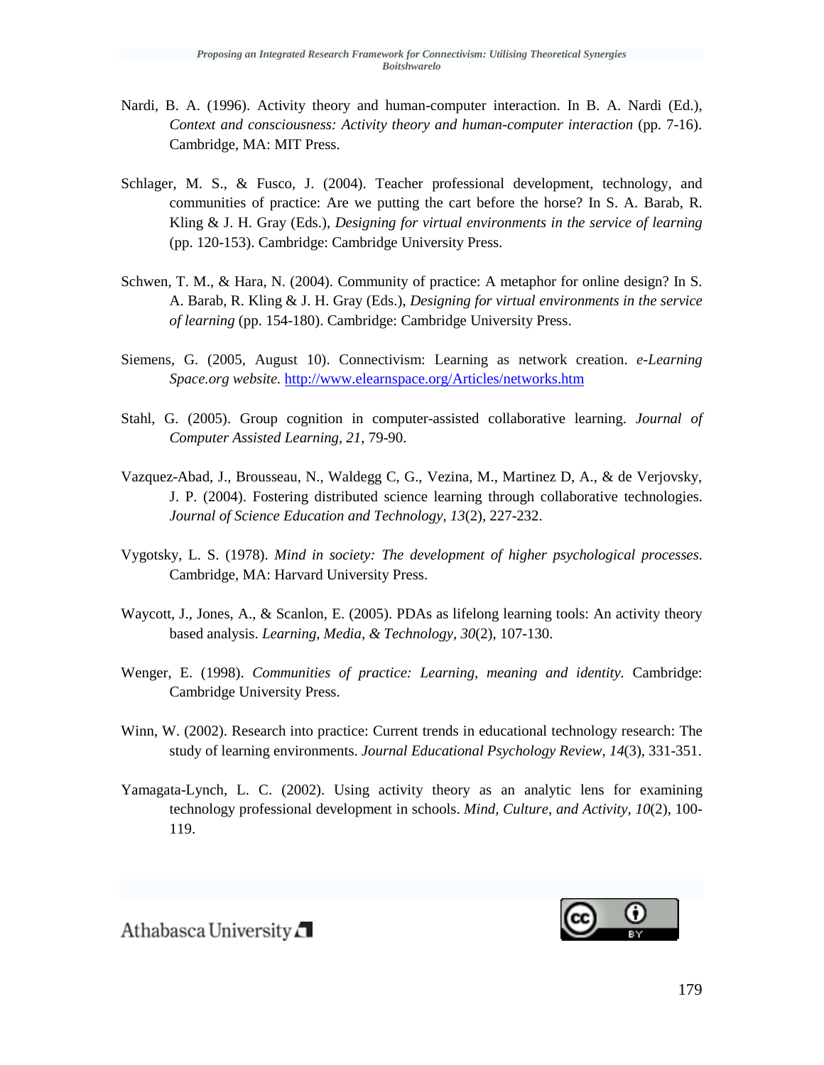Nardi, B. A. (1996). Activity theory and human-computer interaction. In B. A. Nardi (Ed.), *Context and consciousness: Activity theory and human-computer interaction* (pp. 7-16). Cambridge, MA: MIT Press.

Schlager, M. S., & Fusco, J. (2004). Teacher professional development, technology, and communities of practice: Are we putting the cart before the horse? In S. A. Barab, R. Kling & J. H. Gray (Eds.), *Designing for virtual environments in the service of learning* (pp. 120-153). Cambridge: Cambridge University Press.

Schwen, T. M., & Hara, N. (2004). Community of practice: A metaphor for online design? In S. A. Barab, R. Kling & J. H. Gray (Eds.), *Designing for virtual environments in the service of learning* (pp. 154-180). Cambridge: Cambridge University Press.

Siemens, G. (2005, August 10). Connectivism: Learning as network creation. *e-Learning Space.org website.* http://www.elearnspace.org/Articles/networks.htm

Stahl, G. (2005). Group cognition in computer-assisted collaborative learning. *Journal of Computer Assisted Learning, 21*, 79-90.

Vazquez-Abad, J., Brousseau, N., Waldegg C, G., Vezina, M., Martinez D, A., & de Verjovsky, J. P. (2004). Fostering distributed science learning through collaborative technologies. *Journal of Science Education and Technology, 13*(2), 227-232.

Vygotsky, L. S. (1978). *Mind in society: The development of higher psychological processes.* Cambridge, MA: Harvard University Press.

Waycott, J., Jones, A., & Scanlon, E. (2005). PDAs as lifelong learning tools: An activity theory based analysis. *Learning, Media, & Technology, 30*(2), 107-130.

Wenger, E. (1998). *Communities of practice: Learning, meaning and identity.* Cambridge: Cambridge University Press.

Winn, W. (2002). Research into practice: Current trends in educational technology research: The study of learning environments. *Journal Educational Psychology Review, 14*(3), 331-351.

Yamagata-Lynch, L. C. (2002). Using activity theory as an analytic lens for examining technology professional development in schools. *Mind, Culture, and Activity, 10*(2), 100-119.